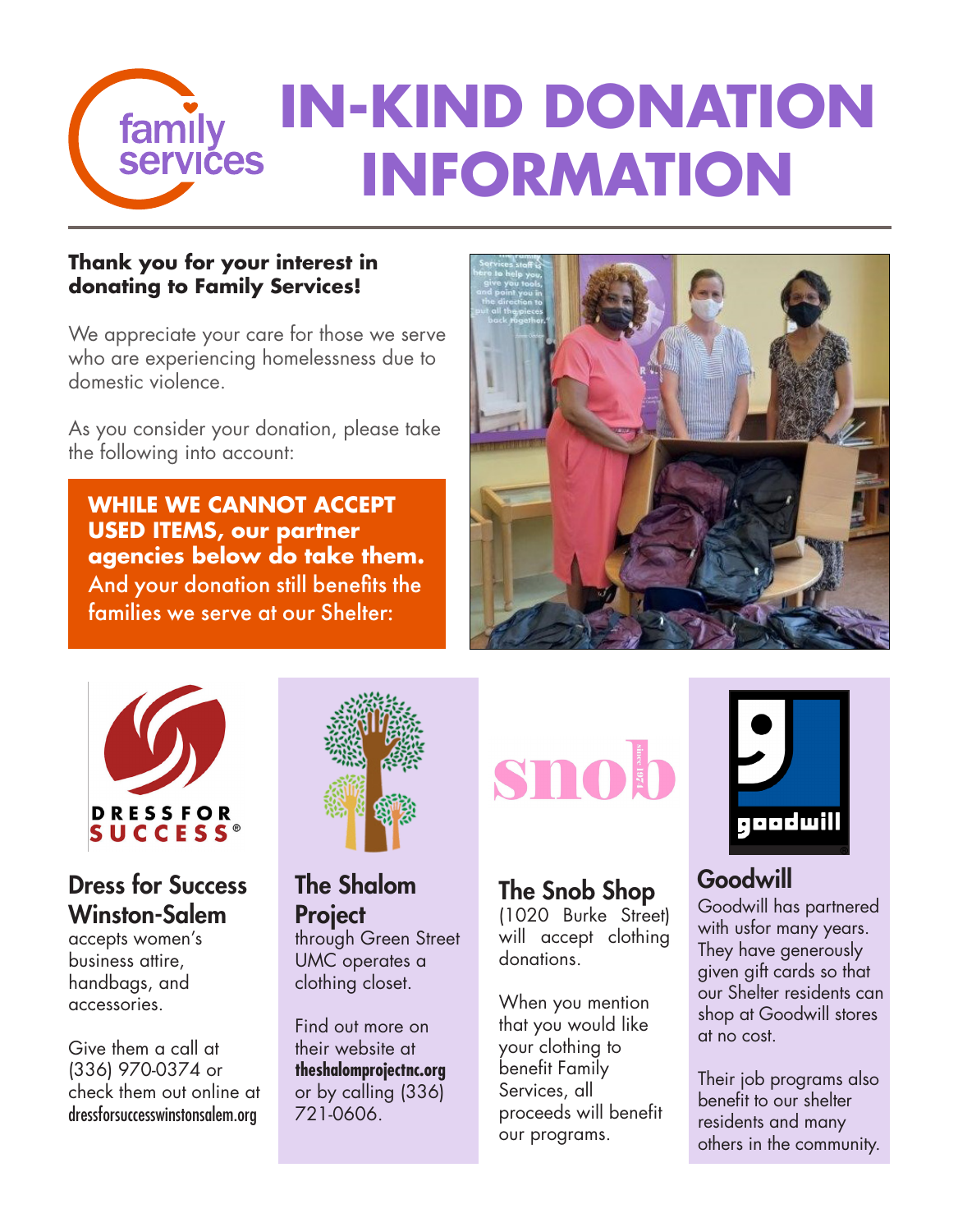# IN-KIND DONATION INFORMATION

**Thank you for your interest in donating to Family Services!**

We appreciate your care for those we serve who are experiencing homelessness due to domestic violence.

As you consider your donation, please take the following into account:

**WHILE WE CANNOT ACCEPT USED ITEMS, our partner agencies below do take them.** And your donation still benefits the families we serve at our Shelter:

### Dress for Success Winston-Salem

accepts women's business attire, handbags, and accessories.

Give them a call at (336) 970-0374 or check them out online at dressforsuccesswinstonsalem.org

### The Shalom Project

through Green Street UMC operates a clothing closet.

Find out more on their website at **theshalomprojectnc.org** or by calling (336) 721-0606.

### The Snob Shop

(1020 Burke Street) will accept clothing donations.

When you mention that you would like your clothing to benefit Family Services, all proceeds will benefit our programs.

### Goodwill

Goodwill has partnered with usfor many years. They have generously given gift cards so that our Shelter residents can shop at Goodwill stores at no cost.

Their job programs also benefit to our shelter residents and many others in the community.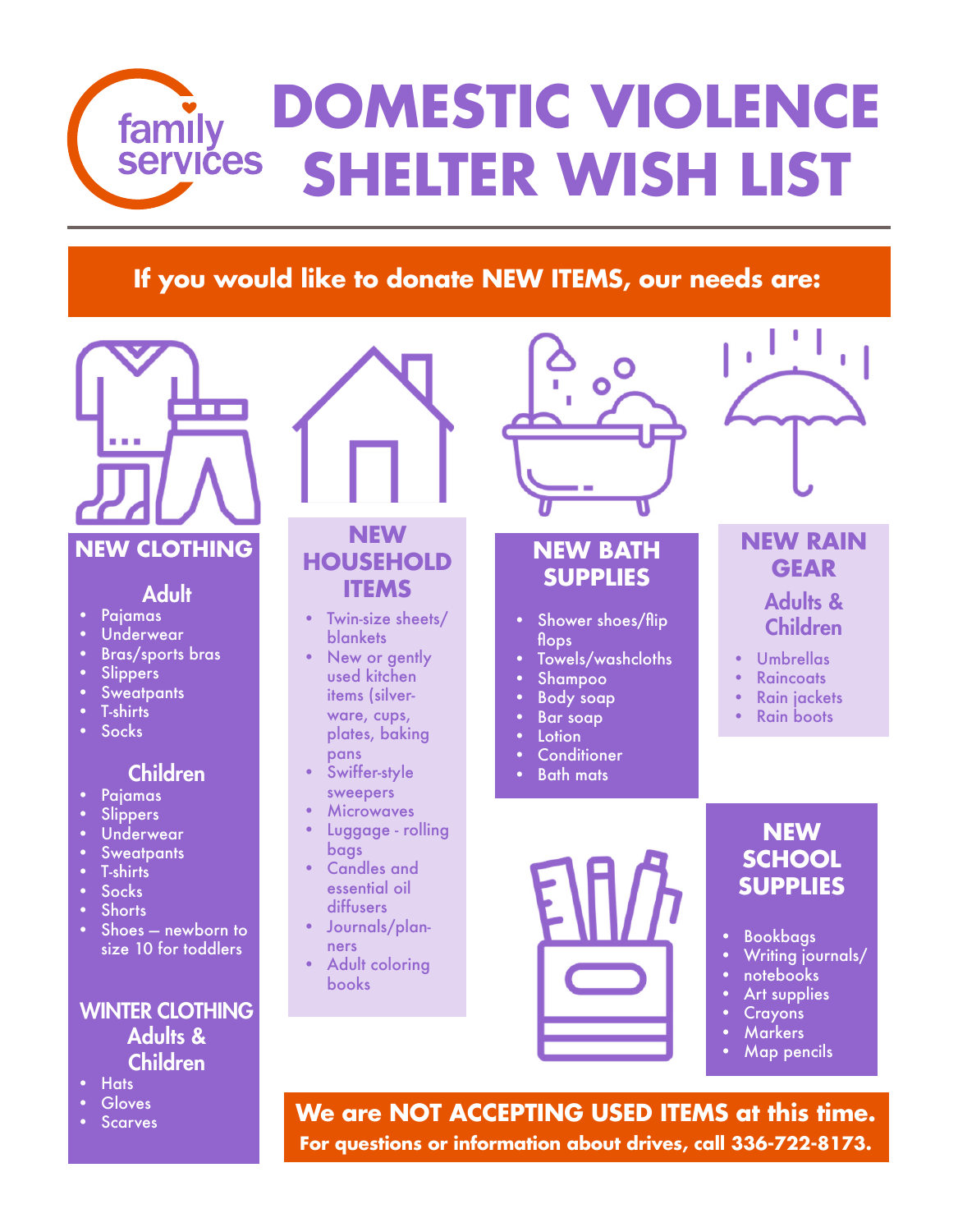family services

# DOMESTIC VIOLENCE SHELTER WISH LIST

**If you would like to donate NEW ITEMS, our needs are:**

## NEW CLOTHING

### Adult

- Pajamas
- Underwear
- Bras/sports bras
- Slippers
- Sweatpants
- T-shirts
- Socks

### Children

- Pajamas
- Slippers
- Underwear
- Sweatpants
- T-shirts
- Socks
- Shorts
- Shoes – newborn to size 10 for toddlers

## WINTER CLOTHING Adults & Children

- Hats
- Gloves
- Scarves

## NEW HOUSEHOLD ITEMS

- Twin-size sheets/ blankets
- New or gently used kitchen items (silverware, cups, plates, baking pans
- Swiffer-style sweepers
- Microwaves
- Luggage - rolling bags
- Candles and essential oil diffusers
- Journals/planners
- Adult coloring books

## NEW BATH SUPPLIES

- Shower shoes/flip flops
- Towels/washcloths
- Shampoo
- Body soap
- Bar soap
- Lotion
- Conditioner
- Bath mats

## NEW RAIN GEAR

### Adults & Children

- Umbrellas
- Raincoats
- Rain jackets
- Rain boots

## NEW SCHOOL SUPPLIES

- Bookbags
- Writing journals/
- notebooks
- Art supplies
- Crayons
- Markers
- Map pencils

**We are NOT ACCEPTING USED ITEMS at this time.**

**For questions or information about drives, call 336-722-8173.**